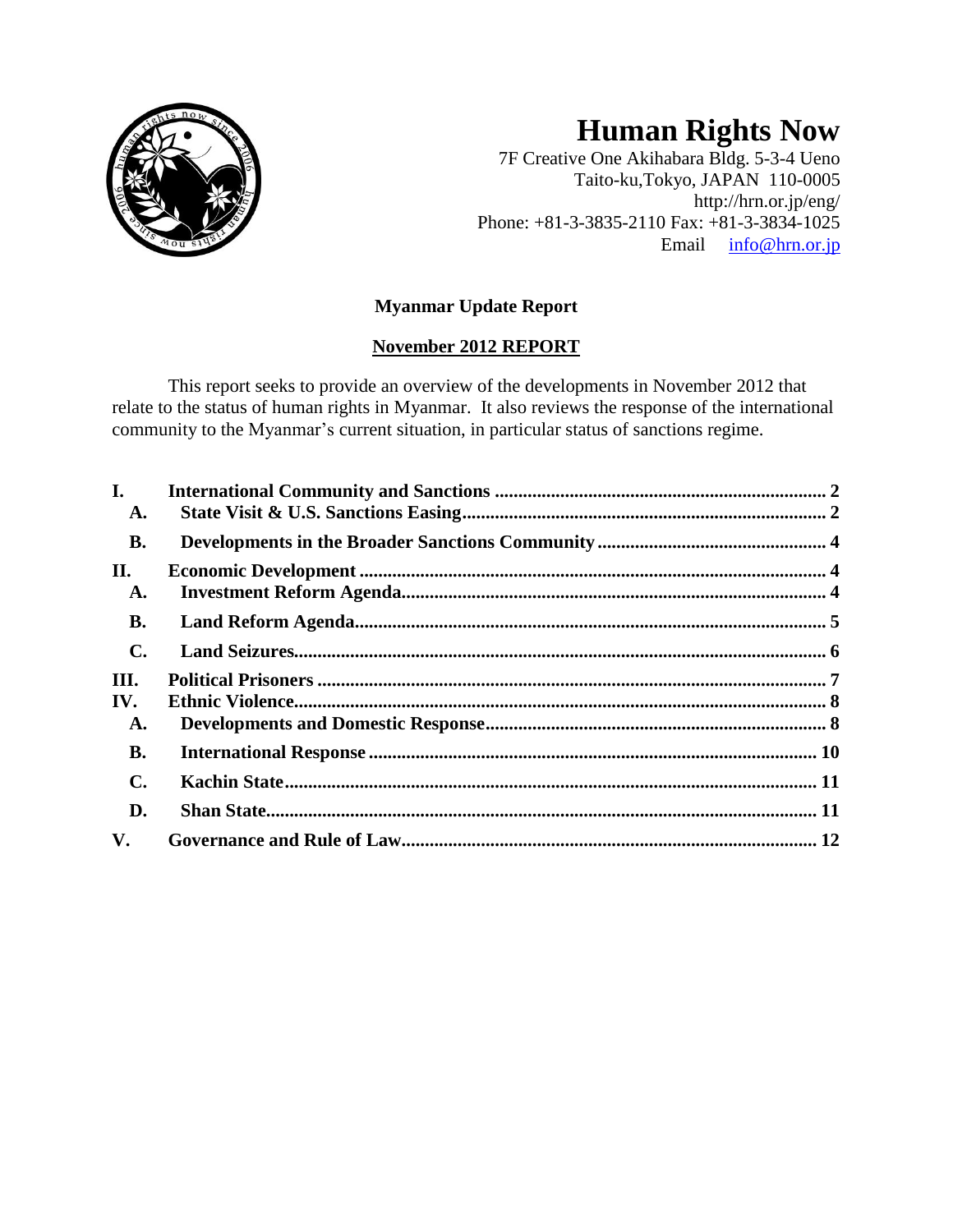# Human Rights Now

7F Creative One Akihabara Bldg. 5-3-4 Ueno
Taito-ku,Tokyo, JAPAN 110-0005
http://hrn.or.jp/eng/
Phone: +81-3-3835-2110 Fax: +81-3-3834-1025
Email info@hrn.or.jp

**Myanmar Update Report**

**November 2012 REPORT**

This report seeks to provide an overview of the developments in November 2012 that relate to the status of human rights in Myanmar. It also reviews the response of the international community to the Myanmar's current situation, in particular status of sanctions regime.

**I. International Community and Sanctions** ..... 2
- **A. State Visit & U.S. Sanctions Easing** ..... 2
- **B. Developments in the Broader Sanctions Community** ..... 4

**II. Economic Development** ..... 4
- **A. Investment Reform Agenda** ..... 4
- **B. Land Reform Agenda** ..... 5
- **C. Land Seizures** ..... 6

**III. Political Prisoners** ..... 7

**IV. Ethnic Violence** ..... 8
- **A. Developments and Domestic Response** ..... 8
- **B. International Response** ..... 10
- **C. Kachin State** ..... 11
- **D. Shan State** ..... 11

**V. Governance and Rule of Law** ..... 12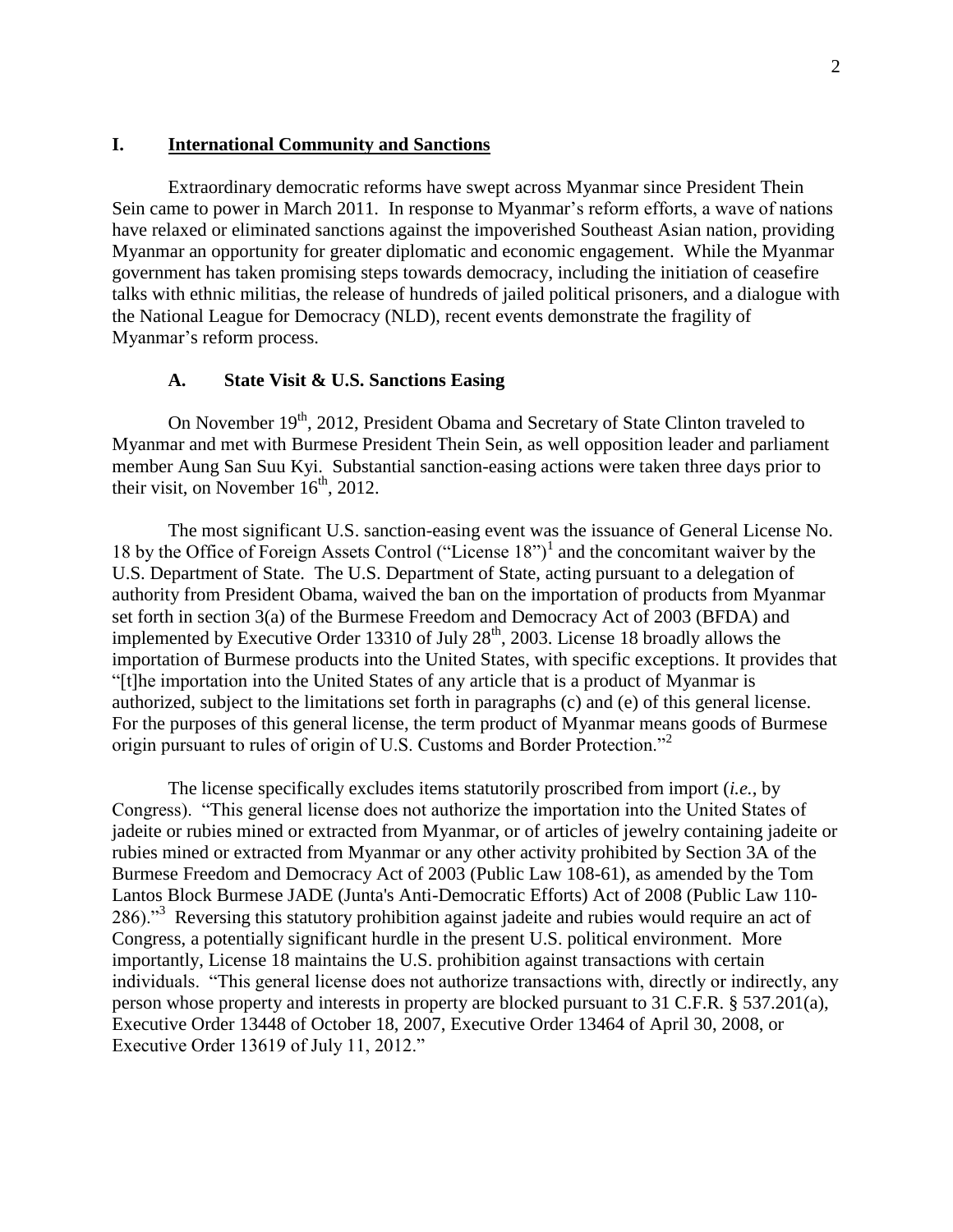## I. International Community and Sanctions

Extraordinary democratic reforms have swept across Myanmar since President Thein Sein came to power in March 2011. In response to Myanmar's reform efforts, a wave of nations have relaxed or eliminated sanctions against the impoverished Southeast Asian nation, providing Myanmar an opportunity for greater diplomatic and economic engagement. While the Myanmar government has taken promising steps towards democracy, including the initiation of ceasefire talks with ethnic militias, the release of hundreds of jailed political prisoners, and a dialogue with the National League for Democracy (NLD), recent events demonstrate the fragility of Myanmar's reform process.

### A. State Visit & U.S. Sanctions Easing

On November 19th, 2012, President Obama and Secretary of State Clinton traveled to Myanmar and met with Burmese President Thein Sein, as well opposition leader and parliament member Aung San Suu Kyi. Substantial sanction-easing actions were taken three days prior to their visit, on November 16th, 2012.

The most significant U.S. sanction-easing event was the issuance of General License No. 18 by the Office of Foreign Assets Control ("License 18")[1] and the concomitant waiver by the U.S. Department of State. The U.S. Department of State, acting pursuant to a delegation of authority from President Obama, waived the ban on the importation of products from Myanmar set forth in section 3(a) of the Burmese Freedom and Democracy Act of 2003 (BFDA) and implemented by Executive Order 13310 of July 28th, 2003. License 18 broadly allows the importation of Burmese products into the United States, with specific exceptions. It provides that "[t]he importation into the United States of any article that is a product of Myanmar is authorized, subject to the limitations set forth in paragraphs (c) and (e) of this general license. For the purposes of this general license, the term product of Myanmar means goods of Burmese origin pursuant to rules of origin of U.S. Customs and Border Protection."[2]

The license specifically excludes items statutorily proscribed from import (*i.e.*, by Congress). "This general license does not authorize the importation into the United States of jadeite or rubies mined or extracted from Myanmar, or of articles of jewelry containing jadeite or rubies mined or extracted from Myanmar or any other activity prohibited by Section 3A of the Burmese Freedom and Democracy Act of 2003 (Public Law 108-61), as amended by the Tom Lantos Block Burmese JADE (Junta's Anti-Democratic Efforts) Act of 2008 (Public Law 110-286)."[3] Reversing this statutory prohibition against jadeite and rubies would require an act of Congress, a potentially significant hurdle in the present U.S. political environment. More importantly, License 18 maintains the U.S. prohibition against transactions with certain individuals. "This general license does not authorize transactions with, directly or indirectly, any person whose property and interests in property are blocked pursuant to 31 C.F.R. § 537.201(a), Executive Order 13448 of October 18, 2007, Executive Order 13464 of April 30, 2008, or Executive Order 13619 of July 11, 2012."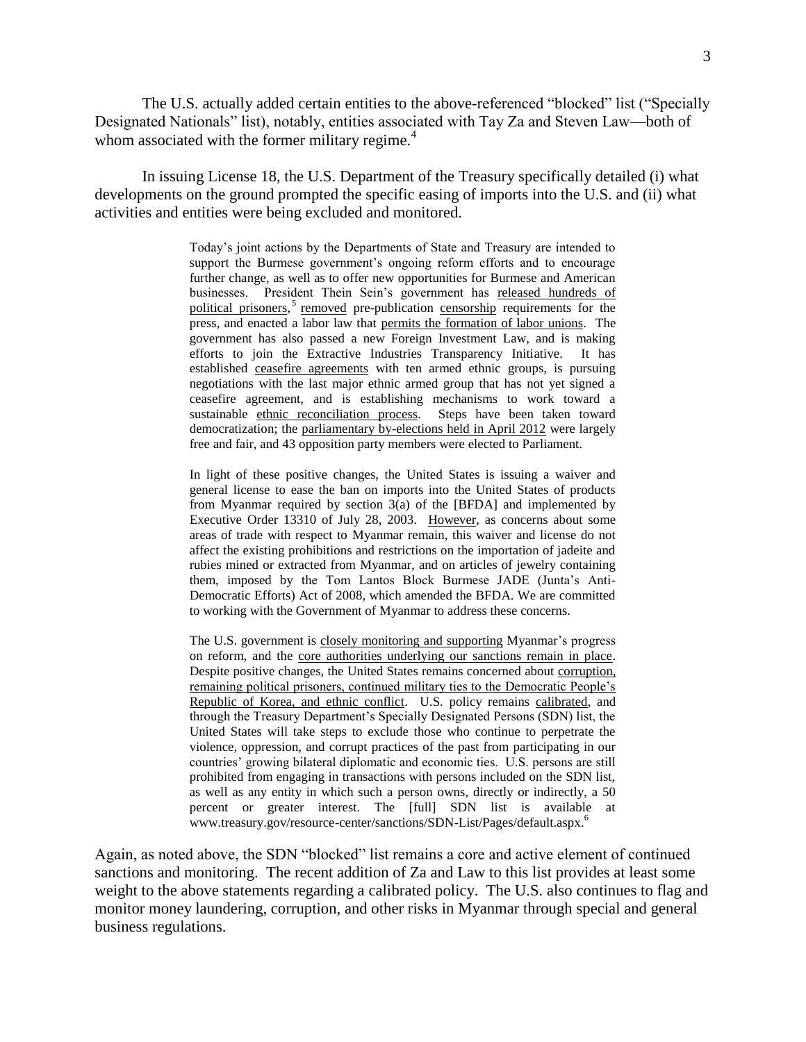The U.S. actually added certain entities to the above-referenced "blocked" list ("Specially Designated Nationals" list), notably, entities associated with Tay Za and Steven Law—both of whom associated with the former military regime.[4]

In issuing License 18, the U.S. Department of the Treasury specifically detailed (i) what developments on the ground prompted the specific easing of imports into the U.S. and (ii) what activities and entities were being excluded and monitored.

> Today's joint actions by the Departments of State and Treasury are intended to support the Burmese government's ongoing reform efforts and to encourage further change, as well as to offer new opportunities for Burmese and American businesses. President Thein Sein's government has released hundreds of political prisoners,[5] removed pre-publication censorship requirements for the press, and enacted a labor law that permits the formation of labor unions. The government has also passed a new Foreign Investment Law, and is making efforts to join the Extractive Industries Transparency Initiative. It has established ceasefire agreements with ten armed ethnic groups, is pursuing negotiations with the last major ethnic armed group that has not yet signed a ceasefire agreement, and is establishing mechanisms to work toward a sustainable ethnic reconciliation process. Steps have been taken toward democratization; the parliamentary by-elections held in April 2012 were largely free and fair, and 43 opposition party members were elected to Parliament.
>
> In light of these positive changes, the United States is issuing a waiver and general license to ease the ban on imports into the United States of products from Myanmar required by section 3(a) of the [BFDA] and implemented by Executive Order 13310 of July 28, 2003. However, as concerns about some areas of trade with respect to Myanmar remain, this waiver and license do not affect the existing prohibitions and restrictions on the importation of jadeite and rubies mined or extracted from Myanmar, and on articles of jewelry containing them, imposed by the Tom Lantos Block Burmese JADE (Junta's Anti-Democratic Efforts) Act of 2008, which amended the BFDA. We are committed to working with the Government of Myanmar to address these concerns.
>
> The U.S. government is closely monitoring and supporting Myanmar's progress on reform, and the core authorities underlying our sanctions remain in place. Despite positive changes, the United States remains concerned about corruption, remaining political prisoners, continued military ties to the Democratic People's Republic of Korea, and ethnic conflict. U.S. policy remains calibrated, and through the Treasury Department's Specially Designated Persons (SDN) list, the United States will take steps to exclude those who continue to perpetrate the violence, oppression, and corrupt practices of the past from participating in our countries' growing bilateral diplomatic and economic ties. U.S. persons are still prohibited from engaging in transactions with persons included on the SDN list, as well as any entity in which such a person owns, directly or indirectly, a 50 percent or greater interest. The [full] SDN list is available at www.treasury.gov/resource-center/sanctions/SDN-List/Pages/default.aspx.[6]

Again, as noted above, the SDN "blocked" list remains a core and active element of continued sanctions and monitoring. The recent addition of Za and Law to this list provides at least some weight to the above statements regarding a calibrated policy. The U.S. also continues to flag and monitor money laundering, corruption, and other risks in Myanmar through special and general business regulations.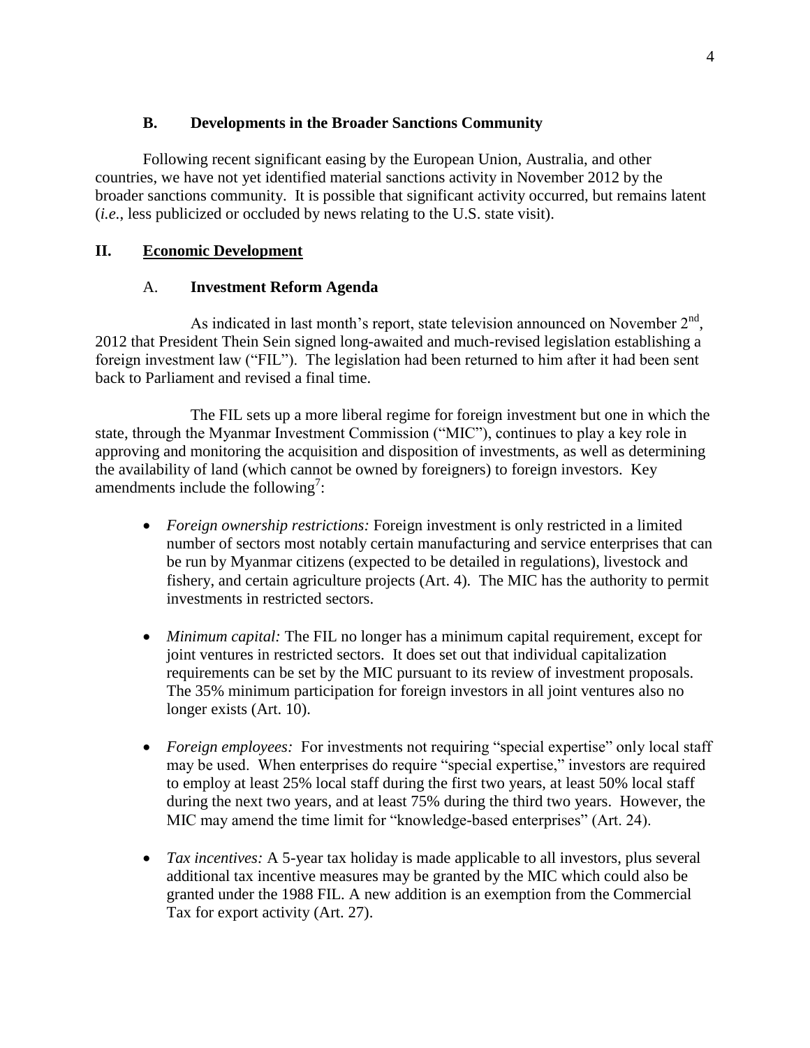### B. Developments in the Broader Sanctions Community

Following recent significant easing by the European Union, Australia, and other countries, we have not yet identified material sanctions activity in November 2012 by the broader sanctions community. It is possible that significant activity occurred, but remains latent (*i.e.*, less publicized or occluded by news relating to the U.S. state visit).

## II. <u>Economic Development</u>

### A. Investment Reform Agenda

As indicated in last month's report, state television announced on November 2nd, 2012 that President Thein Sein signed long-awaited and much-revised legislation establishing a foreign investment law ("FIL"). The legislation had been returned to him after it had been sent back to Parliament and revised a final time.

The FIL sets up a more liberal regime for foreign investment but one in which the state, through the Myanmar Investment Commission ("MIC"), continues to play a key role in approving and monitoring the acquisition and disposition of investments, as well as determining the availability of land (which cannot be owned by foreigners) to foreign investors. Key amendments include the following[7]:

- *Foreign ownership restrictions:* Foreign investment is only restricted in a limited number of sectors most notably certain manufacturing and service enterprises that can be run by Myanmar citizens (expected to be detailed in regulations), livestock and fishery, and certain agriculture projects (Art. 4). The MIC has the authority to permit investments in restricted sectors.

- *Minimum capital:* The FIL no longer has a minimum capital requirement, except for joint ventures in restricted sectors. It does set out that individual capitalization requirements can be set by the MIC pursuant to its review of investment proposals. The 35% minimum participation for foreign investors in all joint ventures also no longer exists (Art. 10).

- *Foreign employees:* For investments not requiring "special expertise" only local staff may be used. When enterprises do require "special expertise," investors are required to employ at least 25% local staff during the first two years, at least 50% local staff during the next two years, and at least 75% during the third two years. However, the MIC may amend the time limit for "knowledge-based enterprises" (Art. 24).

- *Tax incentives:* A 5-year tax holiday is made applicable to all investors, plus several additional tax incentive measures may be granted by the MIC which could also be granted under the 1988 FIL. A new addition is an exemption from the Commercial Tax for export activity (Art. 27).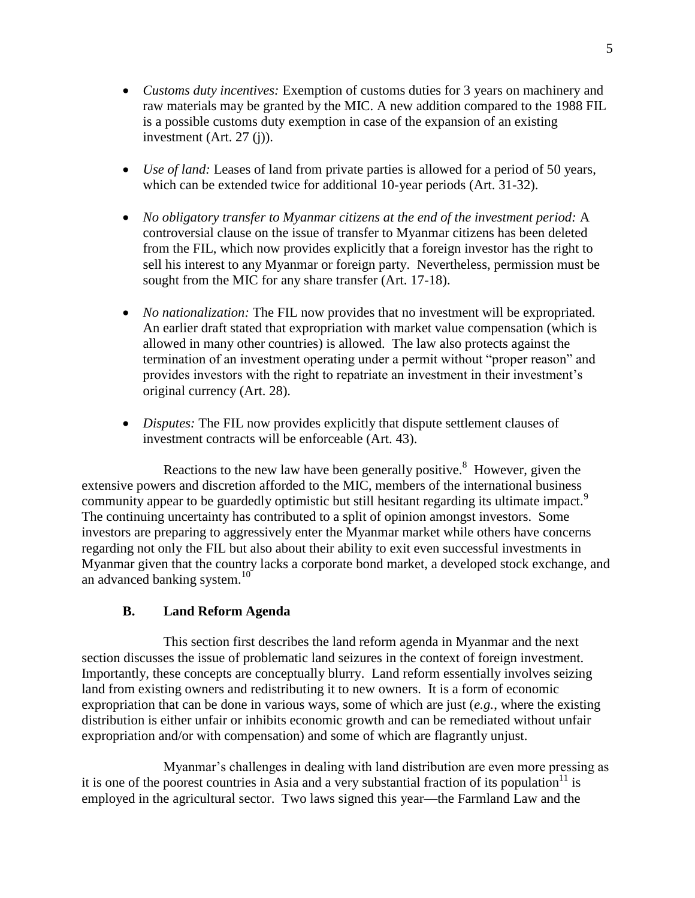- *Customs duty incentives:* Exemption of customs duties for 3 years on machinery and raw materials may be granted by the MIC. A new addition compared to the 1988 FIL is a possible customs duty exemption in case of the expansion of an existing investment (Art. 27 (j)).

- *Use of land:* Leases of land from private parties is allowed for a period of 50 years, which can be extended twice for additional 10-year periods (Art. 31-32).

- *No obligatory transfer to Myanmar citizens at the end of the investment period:* A controversial clause on the issue of transfer to Myanmar citizens has been deleted from the FIL, which now provides explicitly that a foreign investor has the right to sell his interest to any Myanmar or foreign party. Nevertheless, permission must be sought from the MIC for any share transfer (Art. 17-18).

- *No nationalization:* The FIL now provides that no investment will be expropriated. An earlier draft stated that expropriation with market value compensation (which is allowed in many other countries) is allowed. The law also protects against the termination of an investment operating under a permit without "proper reason" and provides investors with the right to repatriate an investment in their investment's original currency (Art. 28).

- *Disputes:* The FIL now provides explicitly that dispute settlement clauses of investment contracts will be enforceable (Art. 43).

Reactions to the new law have been generally positive.[8] However, given the extensive powers and discretion afforded to the MIC, members of the international business community appear to be guardedly optimistic but still hesitant regarding its ultimate impact.[9] The continuing uncertainty has contributed to a split of opinion amongst investors. Some investors are preparing to aggressively enter the Myanmar market while others have concerns regarding not only the FIL but also about their ability to exit even successful investments in Myanmar given that the country lacks a corporate bond market, a developed stock exchange, and an advanced banking system.[10]

### B. Land Reform Agenda

This section first describes the land reform agenda in Myanmar and the next section discusses the issue of problematic land seizures in the context of foreign investment. Importantly, these concepts are conceptually blurry. Land reform essentially involves seizing land from existing owners and redistributing it to new owners. It is a form of economic expropriation that can be done in various ways, some of which are just (*e.g.*, where the existing distribution is either unfair or inhibits economic growth and can be remediated without unfair expropriation and/or with compensation) and some of which are flagrantly unjust.

Myanmar's challenges in dealing with land distribution are even more pressing as it is one of the poorest countries in Asia and a very substantial fraction of its population[11] is employed in the agricultural sector. Two laws signed this year—the Farmland Law and the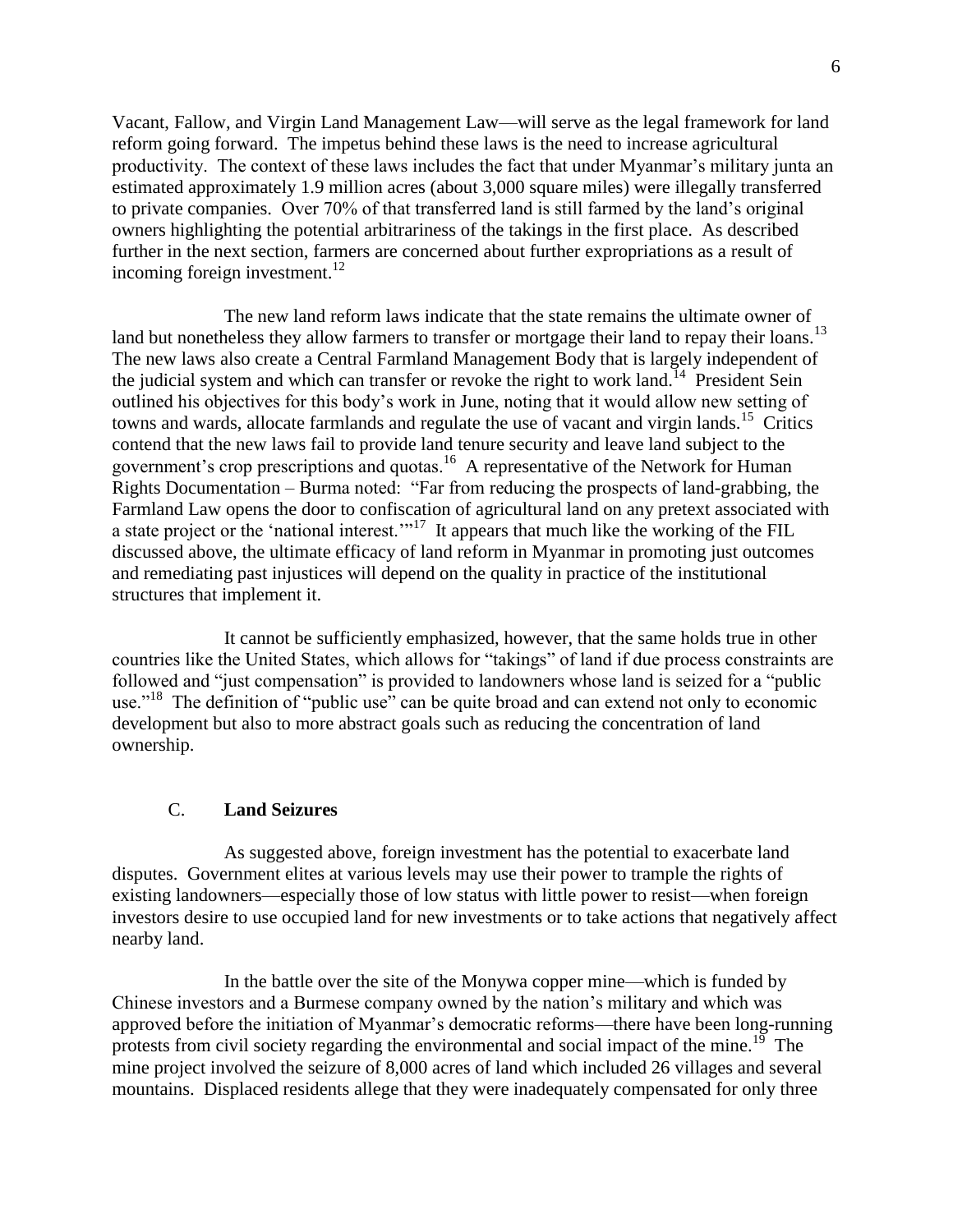Vacant, Fallow, and Virgin Land Management Law—will serve as the legal framework for land reform going forward. The impetus behind these laws is the need to increase agricultural productivity. The context of these laws includes the fact that under Myanmar's military junta an estimated approximately 1.9 million acres (about 3,000 square miles) were illegally transferred to private companies. Over 70% of that transferred land is still farmed by the land's original owners highlighting the potential arbitrariness of the takings in the first place. As described further in the next section, farmers are concerned about further expropriations as a result of incoming foreign investment.[12]

The new land reform laws indicate that the state remains the ultimate owner of land but nonetheless they allow farmers to transfer or mortgage their land to repay their loans.[13] The new laws also create a Central Farmland Management Body that is largely independent of the judicial system and which can transfer or revoke the right to work land.[14] President Sein outlined his objectives for this body's work in June, noting that it would allow new setting of towns and wards, allocate farmlands and regulate the use of vacant and virgin lands.[15] Critics contend that the new laws fail to provide land tenure security and leave land subject to the government's crop prescriptions and quotas.[16] A representative of the Network for Human Rights Documentation – Burma noted: "Far from reducing the prospects of land-grabbing, the Farmland Law opens the door to confiscation of agricultural land on any pretext associated with a state project or the 'national interest.'"[17] It appears that much like the working of the FIL discussed above, the ultimate efficacy of land reform in Myanmar in promoting just outcomes and remediating past injustices will depend on the quality in practice of the institutional structures that implement it.

It cannot be sufficiently emphasized, however, that the same holds true in other countries like the United States, which allows for "takings" of land if due process constraints are followed and "just compensation" is provided to landowners whose land is seized for a "public use."[18] The definition of "public use" can be quite broad and can extend not only to economic development but also to more abstract goals such as reducing the concentration of land ownership.

### C. **Land Seizures**

As suggested above, foreign investment has the potential to exacerbate land disputes. Government elites at various levels may use their power to trample the rights of existing landowners—especially those of low status with little power to resist—when foreign investors desire to use occupied land for new investments or to take actions that negatively affect nearby land.

In the battle over the site of the Monywa copper mine—which is funded by Chinese investors and a Burmese company owned by the nation's military and which was approved before the initiation of Myanmar's democratic reforms—there have been long-running protests from civil society regarding the environmental and social impact of the mine.[19] The mine project involved the seizure of 8,000 acres of land which included 26 villages and several mountains. Displaced residents allege that they were inadequately compensated for only three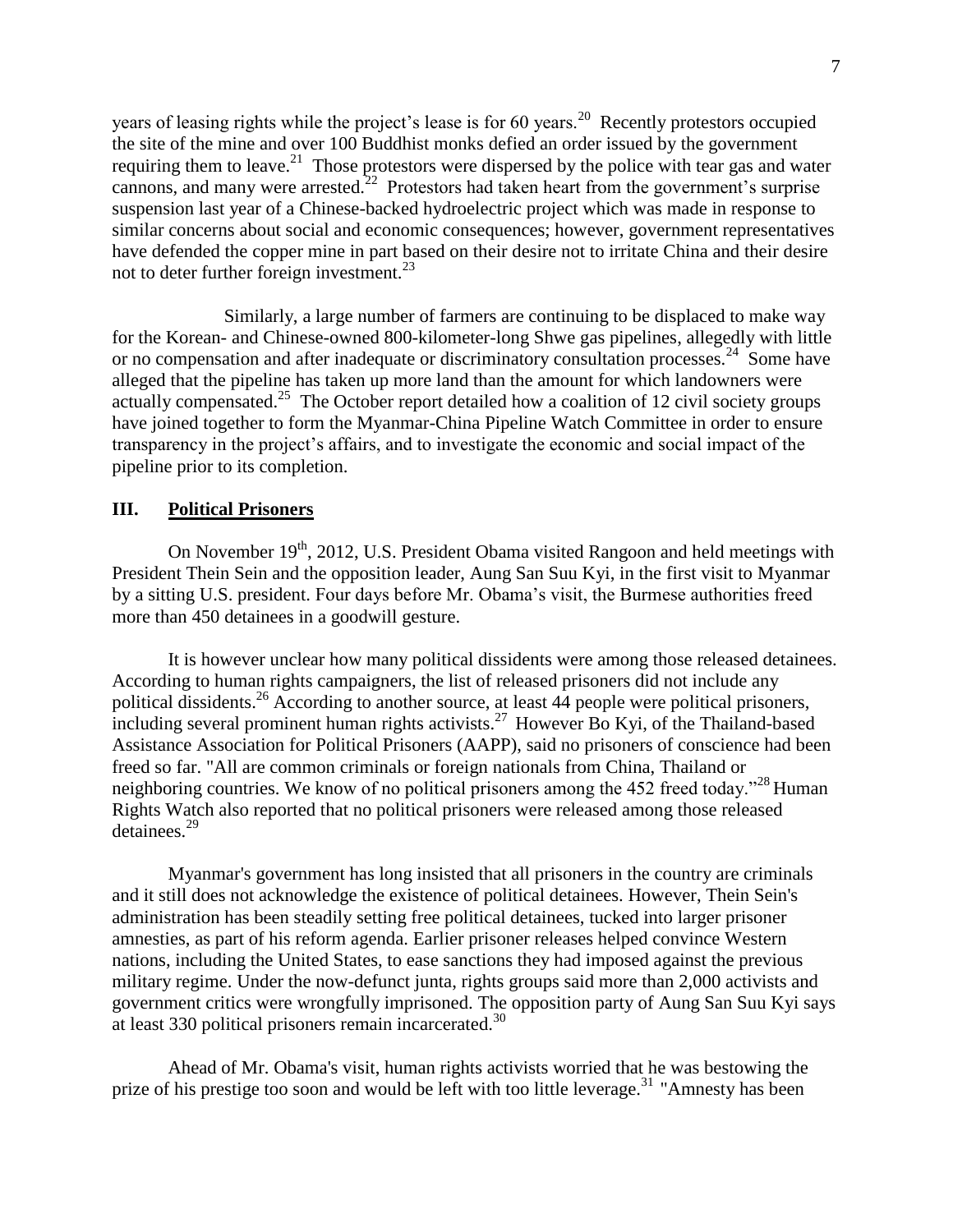years of leasing rights while the project's lease is for 60 years.[20] Recently protestors occupied the site of the mine and over 100 Buddhist monks defied an order issued by the government requiring them to leave.[21] Those protestors were dispersed by the police with tear gas and water cannons, and many were arrested.[22] Protestors had taken heart from the government's surprise suspension last year of a Chinese-backed hydroelectric project which was made in response to similar concerns about social and economic consequences; however, government representatives have defended the copper mine in part based on their desire not to irritate China and their desire not to deter further foreign investment.[23]

Similarly, a large number of farmers are continuing to be displaced to make way for the Korean- and Chinese-owned 800-kilometer-long Shwe gas pipelines, allegedly with little or no compensation and after inadequate or discriminatory consultation processes.[24] Some have alleged that the pipeline has taken up more land than the amount for which landowners were actually compensated.[25] The October report detailed how a coalition of 12 civil society groups have joined together to form the Myanmar-China Pipeline Watch Committee in order to ensure transparency in the project's affairs, and to investigate the economic and social impact of the pipeline prior to its completion.

## III. Political Prisoners

On November 19th, 2012, U.S. President Obama visited Rangoon and held meetings with President Thein Sein and the opposition leader, Aung San Suu Kyi, in the first visit to Myanmar by a sitting U.S. president. Four days before Mr. Obama's visit, the Burmese authorities freed more than 450 detainees in a goodwill gesture.

It is however unclear how many political dissidents were among those released detainees. According to human rights campaigners, the list of released prisoners did not include any political dissidents.[26] According to another source, at least 44 people were political prisoners, including several prominent human rights activists.[27] However Bo Kyi, of the Thailand-based Assistance Association for Political Prisoners (AAPP), said no prisoners of conscience had been freed so far. "All are common criminals or foreign nationals from China, Thailand or neighboring countries. We know of no political prisoners among the 452 freed today."[28] Human Rights Watch also reported that no political prisoners were released among those released detainees.[29]

Myanmar's government has long insisted that all prisoners in the country are criminals and it still does not acknowledge the existence of political detainees. However, Thein Sein's administration has been steadily setting free political detainees, tucked into larger prisoner amnesties, as part of his reform agenda. Earlier prisoner releases helped convince Western nations, including the United States, to ease sanctions they had imposed against the previous military regime. Under the now-defunct junta, rights groups said more than 2,000 activists and government critics were wrongfully imprisoned. The opposition party of Aung San Suu Kyi says at least 330 political prisoners remain incarcerated.[30]

Ahead of Mr. Obama's visit, human rights activists worried that he was bestowing the prize of his prestige too soon and would be left with too little leverage.[31] "Amnesty has been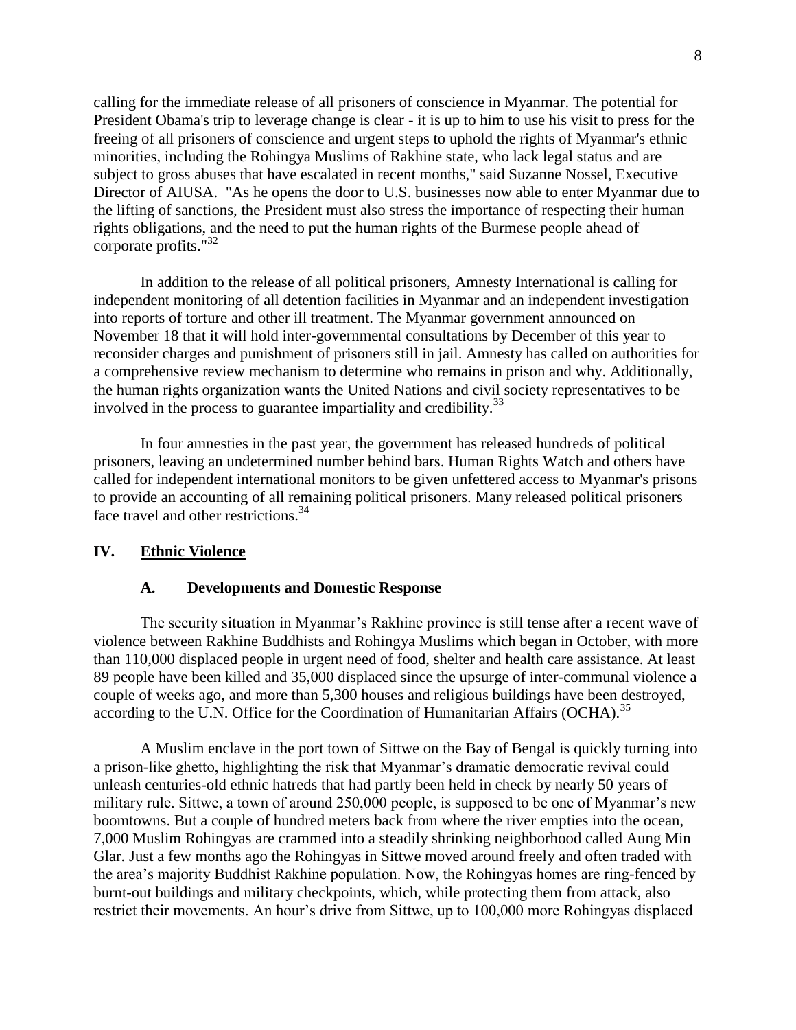calling for the immediate release of all prisoners of conscience in Myanmar. The potential for President Obama's trip to leverage change is clear - it is up to him to use his visit to press for the freeing of all prisoners of conscience and urgent steps to uphold the rights of Myanmar's ethnic minorities, including the Rohingya Muslims of Rakhine state, who lack legal status and are subject to gross abuses that have escalated in recent months," said Suzanne Nossel, Executive Director of AIUSA. "As he opens the door to U.S. businesses now able to enter Myanmar due to the lifting of sanctions, the President must also stress the importance of respecting their human rights obligations, and the need to put the human rights of the Burmese people ahead of corporate profits."[32]

In addition to the release of all political prisoners, Amnesty International is calling for independent monitoring of all detention facilities in Myanmar and an independent investigation into reports of torture and other ill treatment. The Myanmar government announced on November 18 that it will hold inter-governmental consultations by December of this year to reconsider charges and punishment of prisoners still in jail. Amnesty has called on authorities for a comprehensive review mechanism to determine who remains in prison and why. Additionally, the human rights organization wants the United Nations and civil society representatives to be involved in the process to guarantee impartiality and credibility.[33]

In four amnesties in the past year, the government has released hundreds of political prisoners, leaving an undetermined number behind bars. Human Rights Watch and others have called for independent international monitors to be given unfettered access to Myanmar's prisons to provide an accounting of all remaining political prisoners. Many released political prisoners face travel and other restrictions.[34]

## IV. Ethnic Violence

### A. Developments and Domestic Response

The security situation in Myanmar's Rakhine province is still tense after a recent wave of violence between Rakhine Buddhists and Rohingya Muslims which began in October, with more than 110,000 displaced people in urgent need of food, shelter and health care assistance. At least 89 people have been killed and 35,000 displaced since the upsurge of inter-communal violence a couple of weeks ago, and more than 5,300 houses and religious buildings have been destroyed, according to the U.N. Office for the Coordination of Humanitarian Affairs (OCHA).[35]

A Muslim enclave in the port town of Sittwe on the Bay of Bengal is quickly turning into a prison-like ghetto, highlighting the risk that Myanmar's dramatic democratic revival could unleash centuries-old ethnic hatreds that had partly been held in check by nearly 50 years of military rule. Sittwe, a town of around 250,000 people, is supposed to be one of Myanmar's new boomtowns. But a couple of hundred meters back from where the river empties into the ocean, 7,000 Muslim Rohingyas are crammed into a steadily shrinking neighborhood called Aung Min Glar. Just a few months ago the Rohingyas in Sittwe moved around freely and often traded with the area's majority Buddhist Rakhine population. Now, the Rohingyas homes are ring-fenced by burnt-out buildings and military checkpoints, which, while protecting them from attack, also restrict their movements. An hour's drive from Sittwe, up to 100,000 more Rohingyas displaced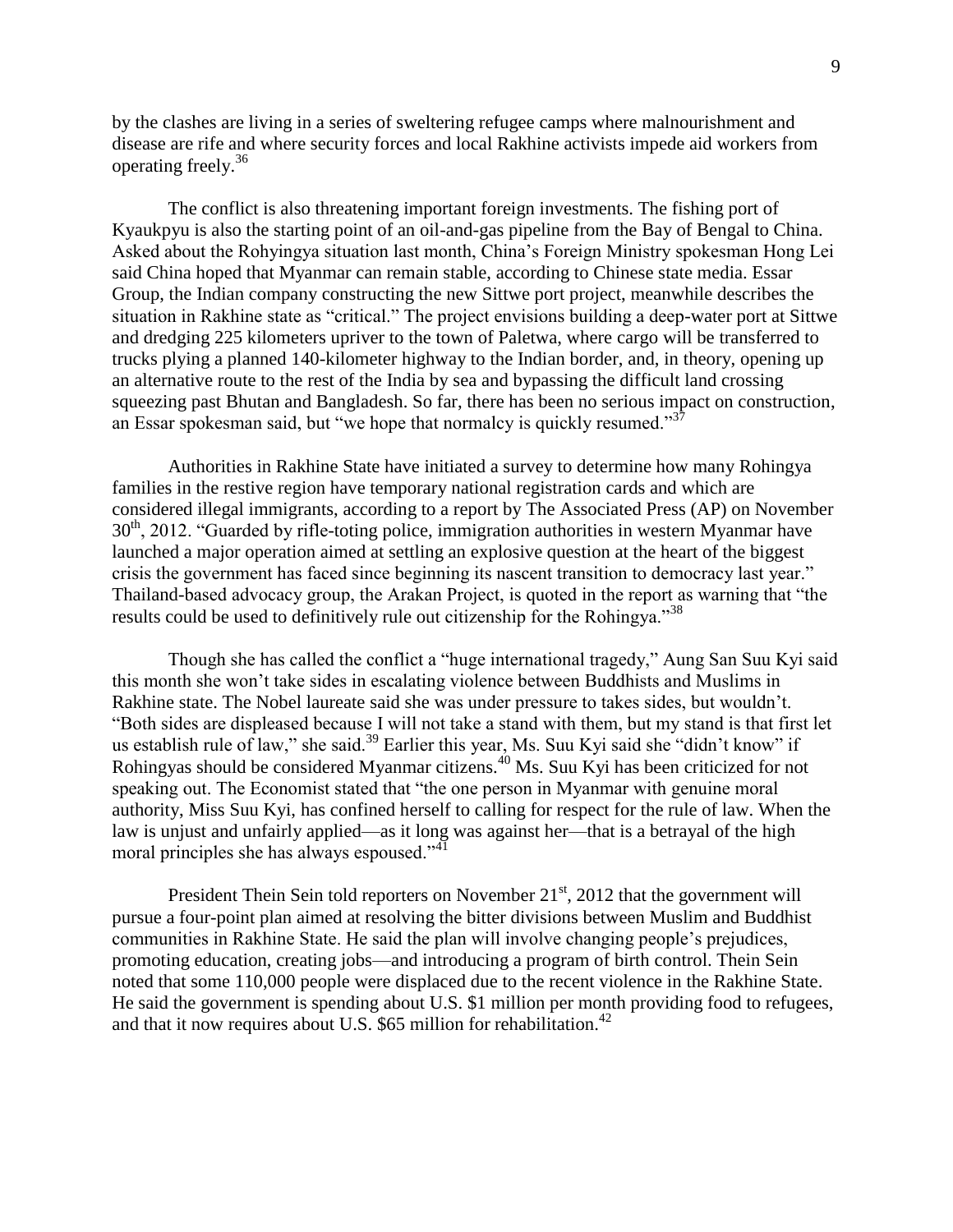by the clashes are living in a series of sweltering refugee camps where malnourishment and disease are rife and where security forces and local Rakhine activists impede aid workers from operating freely.[36]

The conflict is also threatening important foreign investments. The fishing port of Kyaukpyu is also the starting point of an oil-and-gas pipeline from the Bay of Bengal to China. Asked about the Rohyingya situation last month, China's Foreign Ministry spokesman Hong Lei said China hoped that Myanmar can remain stable, according to Chinese state media. Essar Group, the Indian company constructing the new Sittwe port project, meanwhile describes the situation in Rakhine state as "critical." The project envisions building a deep-water port at Sittwe and dredging 225 kilometers upriver to the town of Paletwa, where cargo will be transferred to trucks plying a planned 140-kilometer highway to the Indian border, and, in theory, opening up an alternative route to the rest of the India by sea and bypassing the difficult land crossing squeezing past Bhutan and Bangladesh. So far, there has been no serious impact on construction, an Essar spokesman said, but "we hope that normalcy is quickly resumed."[37]

Authorities in Rakhine State have initiated a survey to determine how many Rohingya families in the restive region have temporary national registration cards and which are considered illegal immigrants, according to a report by The Associated Press (AP) on November 30th, 2012. "Guarded by rifle-toting police, immigration authorities in western Myanmar have launched a major operation aimed at settling an explosive question at the heart of the biggest crisis the government has faced since beginning its nascent transition to democracy last year." Thailand-based advocacy group, the Arakan Project, is quoted in the report as warning that "the results could be used to definitively rule out citizenship for the Rohingya."[38]

Though she has called the conflict a "huge international tragedy," Aung San Suu Kyi said this month she won't take sides in escalating violence between Buddhists and Muslims in Rakhine state. The Nobel laureate said she was under pressure to takes sides, but wouldn't. "Both sides are displeased because I will not take a stand with them, but my stand is that first let us establish rule of law," she said.[39] Earlier this year, Ms. Suu Kyi said she "didn't know" if Rohingyas should be considered Myanmar citizens.[40] Ms. Suu Kyi has been criticized for not speaking out. The Economist stated that "the one person in Myanmar with genuine moral authority, Miss Suu Kyi, has confined herself to calling for respect for the rule of law. When the law is unjust and unfairly applied—as it long was against her—that is a betrayal of the high moral principles she has always espoused."[41]

President Thein Sein told reporters on November 21st, 2012 that the government will pursue a four-point plan aimed at resolving the bitter divisions between Muslim and Buddhist communities in Rakhine State. He said the plan will involve changing people's prejudices, promoting education, creating jobs—and introducing a program of birth control. Thein Sein noted that some 110,000 people were displaced due to the recent violence in the Rakhine State. He said the government is spending about U.S. $1 million per month providing food to refugees, and that it now requires about U.S. $65 million for rehabilitation.[42]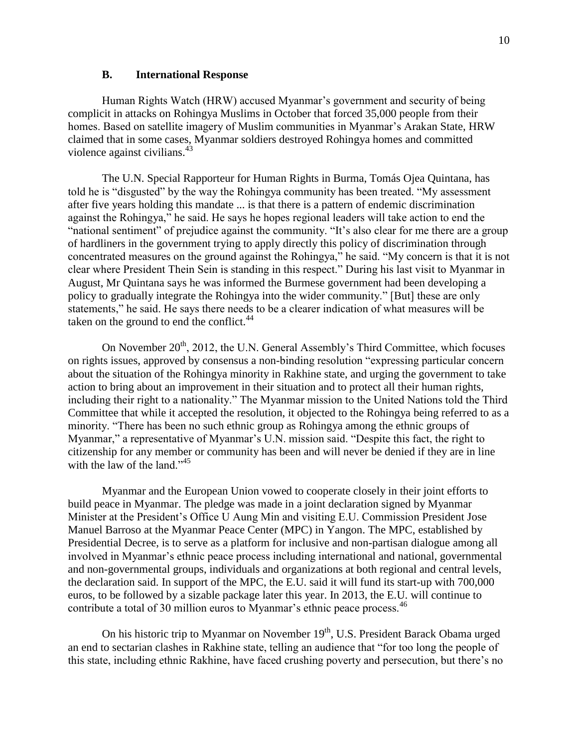### B. International Response

Human Rights Watch (HRW) accused Myanmar's government and security of being complicit in attacks on Rohingya Muslims in October that forced 35,000 people from their homes. Based on satellite imagery of Muslim communities in Myanmar's Arakan State, HRW claimed that in some cases, Myanmar soldiers destroyed Rohingya homes and committed violence against civilians.[43]

The U.N. Special Rapporteur for Human Rights in Burma, Tomás Ojea Quintana, has told he is "disgusted" by the way the Rohingya community has been treated. "My assessment after five years holding this mandate ... is that there is a pattern of endemic discrimination against the Rohingya," he said. He says he hopes regional leaders will take action to end the "national sentiment" of prejudice against the community. "It's also clear for me there are a group of hardliners in the government trying to apply directly this policy of discrimination through concentrated measures on the ground against the Rohingya," he said. "My concern is that it is not clear where President Thein Sein is standing in this respect." During his last visit to Myanmar in August, Mr Quintana says he was informed the Burmese government had been developing a policy to gradually integrate the Rohingya into the wider community." [But] these are only statements," he said. He says there needs to be a clearer indication of what measures will be taken on the ground to end the conflict.[44]

On November 20th, 2012, the U.N. General Assembly's Third Committee, which focuses on rights issues, approved by consensus a non-binding resolution "expressing particular concern about the situation of the Rohingya minority in Rakhine state, and urging the government to take action to bring about an improvement in their situation and to protect all their human rights, including their right to a nationality." The Myanmar mission to the United Nations told the Third Committee that while it accepted the resolution, it objected to the Rohingya being referred to as a minority. "There has been no such ethnic group as Rohingya among the ethnic groups of Myanmar," a representative of Myanmar's U.N. mission said. "Despite this fact, the right to citizenship for any member or community has been and will never be denied if they are in line with the law of the land."[45]

Myanmar and the European Union vowed to cooperate closely in their joint efforts to build peace in Myanmar. The pledge was made in a joint declaration signed by Myanmar Minister at the President's Office U Aung Min and visiting E.U. Commission President Jose Manuel Barroso at the Myanmar Peace Center (MPC) in Yangon. The MPC, established by Presidential Decree, is to serve as a platform for inclusive and non-partisan dialogue among all involved in Myanmar's ethnic peace process including international and national, governmental and non-governmental groups, individuals and organizations at both regional and central levels, the declaration said. In support of the MPC, the E.U. said it will fund its start-up with 700,000 euros, to be followed by a sizable package later this year. In 2013, the E.U. will continue to contribute a total of 30 million euros to Myanmar's ethnic peace process.[46]

On his historic trip to Myanmar on November 19th, U.S. President Barack Obama urged an end to sectarian clashes in Rakhine state, telling an audience that "for too long the people of this state, including ethnic Rakhine, have faced crushing poverty and persecution, but there's no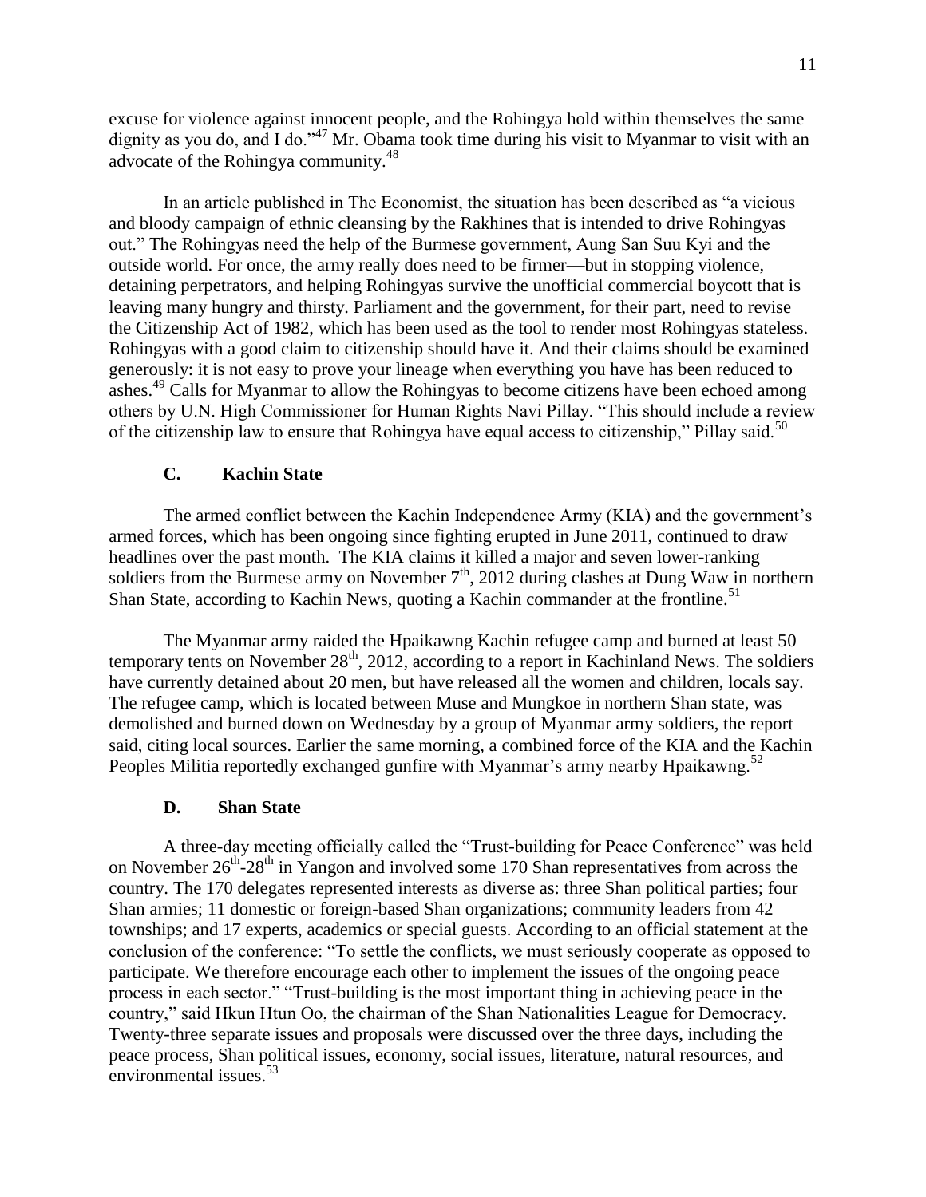excuse for violence against innocent people, and the Rohingya hold within themselves the same dignity as you do, and I do."[47] Mr. Obama took time during his visit to Myanmar to visit with an advocate of the Rohingya community.[48]

In an article published in The Economist, the situation has been described as "a vicious and bloody campaign of ethnic cleansing by the Rakhines that is intended to drive Rohingyas out." The Rohingyas need the help of the Burmese government, Aung San Suu Kyi and the outside world. For once, the army really does need to be firmer—but in stopping violence, detaining perpetrators, and helping Rohingyas survive the unofficial commercial boycott that is leaving many hungry and thirsty. Parliament and the government, for their part, need to revise the Citizenship Act of 1982, which has been used as the tool to render most Rohingyas stateless. Rohingyas with a good claim to citizenship should have it. And their claims should be examined generously: it is not easy to prove your lineage when everything you have has been reduced to ashes.[49] Calls for Myanmar to allow the Rohingyas to become citizens have been echoed among others by U.N. High Commissioner for Human Rights Navi Pillay. "This should include a review of the citizenship law to ensure that Rohingya have equal access to citizenship," Pillay said.[50]

### C. Kachin State

The armed conflict between the Kachin Independence Army (KIA) and the government's armed forces, which has been ongoing since fighting erupted in June 2011, continued to draw headlines over the past month. The KIA claims it killed a major and seven lower-ranking soldiers from the Burmese army on November 7th, 2012 during clashes at Dung Waw in northern Shan State, according to Kachin News, quoting a Kachin commander at the frontline.[51]

The Myanmar army raided the Hpaikawng Kachin refugee camp and burned at least 50 temporary tents on November 28th, 2012, according to a report in Kachinland News. The soldiers have currently detained about 20 men, but have released all the women and children, locals say. The refugee camp, which is located between Muse and Mungkoe in northern Shan state, was demolished and burned down on Wednesday by a group of Myanmar army soldiers, the report said, citing local sources. Earlier the same morning, a combined force of the KIA and the Kachin Peoples Militia reportedly exchanged gunfire with Myanmar's army nearby Hpaikawng.[52]

### D. Shan State

A three-day meeting officially called the "Trust-building for Peace Conference" was held on November 26th-28th in Yangon and involved some 170 Shan representatives from across the country. The 170 delegates represented interests as diverse as: three Shan political parties; four Shan armies; 11 domestic or foreign-based Shan organizations; community leaders from 42 townships; and 17 experts, academics or special guests. According to an official statement at the conclusion of the conference: "To settle the conflicts, we must seriously cooperate as opposed to participate. We therefore encourage each other to implement the issues of the ongoing peace process in each sector." "Trust-building is the most important thing in achieving peace in the country," said Hkun Htun Oo, the chairman of the Shan Nationalities League for Democracy. Twenty-three separate issues and proposals were discussed over the three days, including the peace process, Shan political issues, economy, social issues, literature, natural resources, and environmental issues.[53]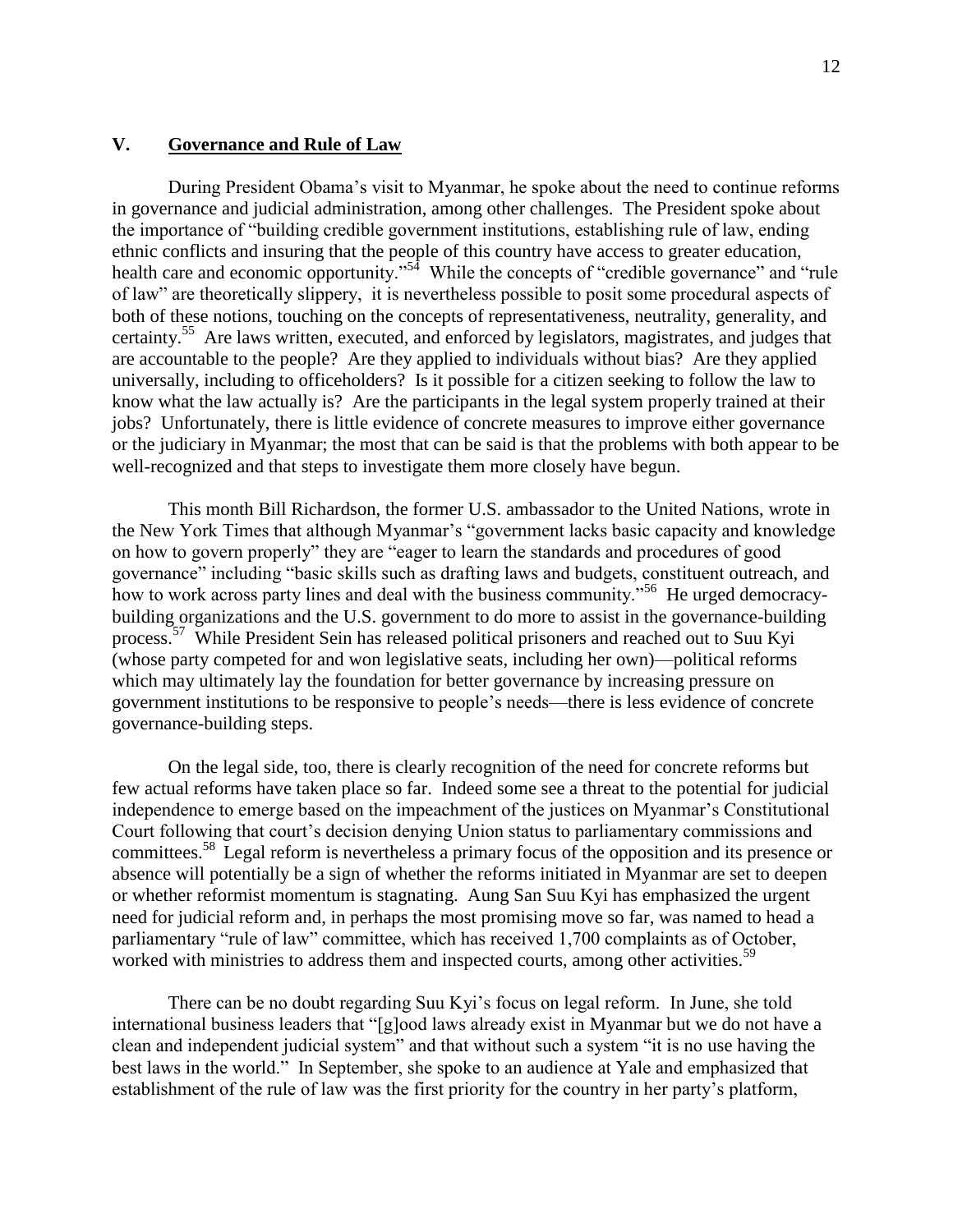## V. Governance and Rule of Law

During President Obama's visit to Myanmar, he spoke about the need to continue reforms in governance and judicial administration, among other challenges. The President spoke about the importance of "building credible government institutions, establishing rule of law, ending ethnic conflicts and insuring that the people of this country have access to greater education, health care and economic opportunity."[54] While the concepts of "credible governance" and "rule of law" are theoretically slippery, it is nevertheless possible to posit some procedural aspects of both of these notions, touching on the concepts of representativeness, neutrality, generality, and certainty.[55] Are laws written, executed, and enforced by legislators, magistrates, and judges that are accountable to the people? Are they applied to individuals without bias? Are they applied universally, including to officeholders? Is it possible for a citizen seeking to follow the law to know what the law actually is? Are the participants in the legal system properly trained at their jobs? Unfortunately, there is little evidence of concrete measures to improve either governance or the judiciary in Myanmar; the most that can be said is that the problems with both appear to be well-recognized and that steps to investigate them more closely have begun.

This month Bill Richardson, the former U.S. ambassador to the United Nations, wrote in the New York Times that although Myanmar's "government lacks basic capacity and knowledge on how to govern properly" they are "eager to learn the standards and procedures of good governance" including "basic skills such as drafting laws and budgets, constituent outreach, and how to work across party lines and deal with the business community."[56] He urged democracy-building organizations and the U.S. government to do more to assist in the governance-building process.[57] While President Sein has released political prisoners and reached out to Suu Kyi (whose party competed for and won legislative seats, including her own)—political reforms which may ultimately lay the foundation for better governance by increasing pressure on government institutions to be responsive to people's needs—there is less evidence of concrete governance-building steps.

On the legal side, too, there is clearly recognition of the need for concrete reforms but few actual reforms have taken place so far. Indeed some see a threat to the potential for judicial independence to emerge based on the impeachment of the justices on Myanmar's Constitutional Court following that court's decision denying Union status to parliamentary commissions and committees.[58] Legal reform is nevertheless a primary focus of the opposition and its presence or absence will potentially be a sign of whether the reforms initiated in Myanmar are set to deepen or whether reformist momentum is stagnating. Aung San Suu Kyi has emphasized the urgent need for judicial reform and, in perhaps the most promising move so far, was named to head a parliamentary "rule of law" committee, which has received 1,700 complaints as of October, worked with ministries to address them and inspected courts, among other activities.[59]

There can be no doubt regarding Suu Kyi's focus on legal reform. In June, she told international business leaders that "[g]ood laws already exist in Myanmar but we do not have a clean and independent judicial system" and that without such a system "it is no use having the best laws in the world." In September, she spoke to an audience at Yale and emphasized that establishment of the rule of law was the first priority for the country in her party's platform,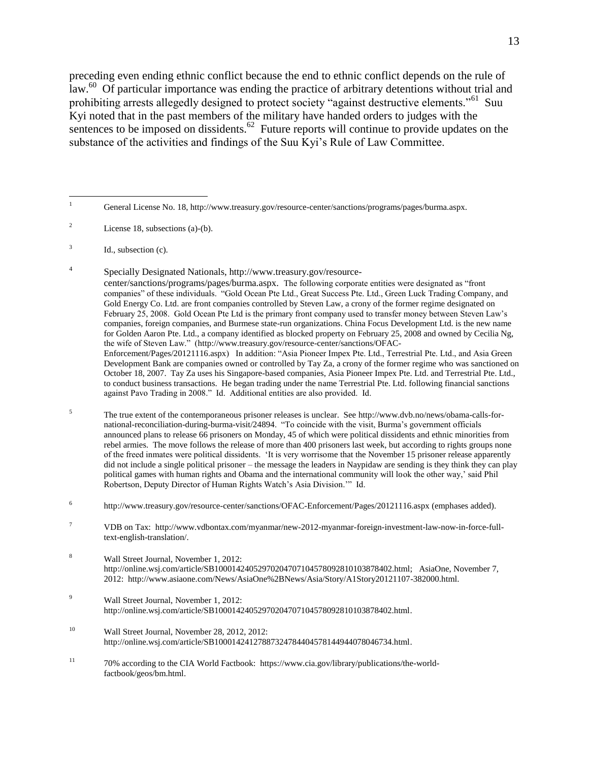preceding even ending ethnic conflict because the end to ethnic conflict depends on the rule of law.[60] Of particular importance was ending the practice of arbitrary detentions without trial and prohibiting arrests allegedly designed to protect society "against destructive elements."[61] Suu Kyi noted that in the past members of the military have handed orders to judges with the sentences to be imposed on dissidents.[62] Future reports will continue to provide updates on the substance of the activities and findings of the Suu Kyi's Rule of Law Committee.

---

[1] General License No. 18, http://www.treasury.gov/resource-center/sanctions/programs/pages/burma.aspx.

[2] License 18, subsections (a)-(b).

[3] Id., subsection (c).

[4] Specially Designated Nationals, http://www.treasury.gov/resource-center/sanctions/programs/pages/burma.aspx. The following corporate entities were designated as "front companies" of these individuals. "Gold Ocean Pte Ltd., Great Success Pte. Ltd., Green Luck Trading Company, and Gold Energy Co. Ltd. are front companies controlled by Steven Law, a crony of the former regime designated on February 25, 2008. Gold Ocean Pte Ltd is the primary front company used to transfer money between Steven Law's companies, foreign companies, and Burmese state-run organizations. China Focus Development Ltd. is the new name for Golden Aaron Pte. Ltd., a company identified as blocked property on February 25, 2008 and owned by Cecilia Ng, the wife of Steven Law." (http://www.treasury.gov/resource-center/sanctions/OFAC-Enforcement/Pages/20121116.aspx) In addition: "Asia Pioneer Impex Pte. Ltd., Terrestrial Pte. Ltd., and Asia Green Development Bank are companies owned or controlled by Tay Za, a crony of the former regime who was sanctioned on October 18, 2007. Tay Za uses his Singapore-based companies, Asia Pioneer Impex Pte. Ltd. and Terrestrial Pte. Ltd., to conduct business transactions. He began trading under the name Terrestrial Pte. Ltd. following financial sanctions against Pavo Trading in 2008." Id. Additional entities are also provided. Id.

[5] The true extent of the contemporaneous prisoner releases is unclear. See http://www.dvb.no/news/obama-calls-for-national-reconciliation-during-burma-visit/24894. "To coincide with the visit, Burma's government officials announced plans to release 66 prisoners on Monday, 45 of which were political dissidents and ethnic minorities from rebel armies. The move follows the release of more than 400 prisoners last week, but according to rights groups none of the freed inmates were political dissidents. 'It is very worrisome that the November 15 prisoner release apparently did not include a single political prisoner – the message the leaders in Naypidaw are sending is they think they can play political games with human rights and Obama and the international community will look the other way,' said Phil Robertson, Deputy Director of Human Rights Watch's Asia Division.'" Id.

[6] http://www.treasury.gov/resource-center/sanctions/OFAC-Enforcement/Pages/20121116.aspx (emphases added).

[7] VDB on Tax: http://www.vdbontax.com/myanmar/new-2012-myanmar-foreign-investment-law-now-in-force-full-text-english-translation/.

[8] Wall Street Journal, November 1, 2012: http://online.wsj.com/article/SB10001424052970204707104578092810103878402.html; AsiaOne, November 7, 2012: http://www.asiaone.com/News/AsiaOne%2BNews/Asia/Story/A1Story20121107-382000.html.

[9] Wall Street Journal, November 1, 2012: http://online.wsj.com/article/SB10001424052970204707104578092810103878402.html.

[10] Wall Street Journal, November 28, 2012, 2012: http://online.wsj.com/article/SB10001424127887324784404578144944078046734.html.

[11] 70% according to the CIA World Factbook: https://www.cia.gov/library/publications/the-world-factbook/geos/bm.html.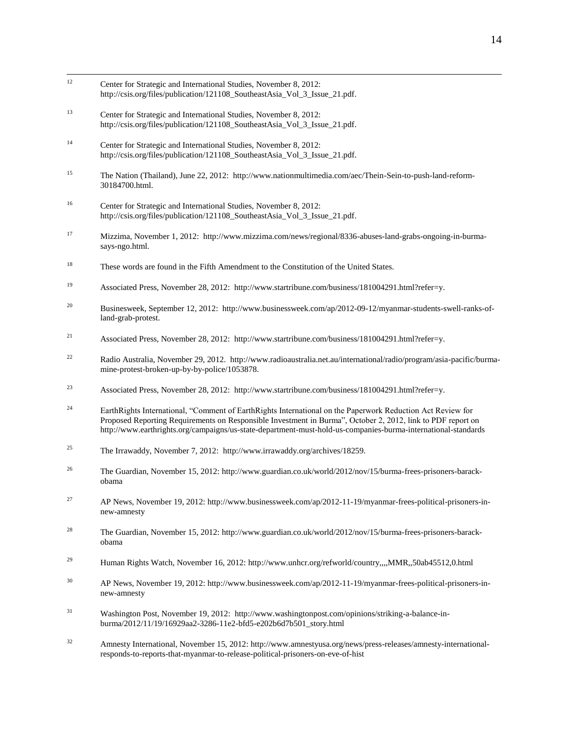[12] Center for Strategic and International Studies, November 8, 2012: http://csis.org/files/publication/121108_SoutheastAsia_Vol_3_Issue_21.pdf.

[13] Center for Strategic and International Studies, November 8, 2012: http://csis.org/files/publication/121108_SoutheastAsia_Vol_3_Issue_21.pdf.

[14] Center for Strategic and International Studies, November 8, 2012: http://csis.org/files/publication/121108_SoutheastAsia_Vol_3_Issue_21.pdf.

[15] The Nation (Thailand), June 22, 2012: http://www.nationmultimedia.com/aec/Thein-Sein-to-push-land-reform-30184700.html.

[16] Center for Strategic and International Studies, November 8, 2012: http://csis.org/files/publication/121108_SoutheastAsia_Vol_3_Issue_21.pdf.

[17] Mizzima, November 1, 2012: http://www.mizzima.com/news/regional/8336-abuses-land-grabs-ongoing-in-burma-says-ngo.html.

[18] These words are found in the Fifth Amendment to the Constitution of the United States.

[19] Associated Press, November 28, 2012: http://www.startribune.com/business/181004291.html?refer=y.

[20] Businesweek, September 12, 2012: http://www.businessweek.com/ap/2012-09-12/myanmar-students-swell-ranks-of-land-grab-protest.

[21] Associated Press, November 28, 2012: http://www.startribune.com/business/181004291.html?refer=y.

[22] Radio Australia, November 29, 2012. http://www.radioaustralia.net.au/international/radio/program/asia-pacific/burma-mine-protest-broken-up-by-by-police/1053878.

[23] Associated Press, November 28, 2012: http://www.startribune.com/business/181004291.html?refer=y.

[24] EarthRights International, "Comment of EarthRights International on the Paperwork Reduction Act Review for Proposed Reporting Requirements on Responsible Investment in Burma", October 2, 2012, link to PDF report on http://www.earthrights.org/campaigns/us-state-department-must-hold-us-companies-burma-international-standards

[25] The Irrawaddy, November 7, 2012: http://www.irrawaddy.org/archives/18259.

[26] The Guardian, November 15, 2012: http://www.guardian.co.uk/world/2012/nov/15/burma-frees-prisoners-barack-obama

[27] AP News, November 19, 2012: http://www.businessweek.com/ap/2012-11-19/myanmar-frees-political-prisoners-in-new-amnesty

[28] The Guardian, November 15, 2012: http://www.guardian.co.uk/world/2012/nov/15/burma-frees-prisoners-barack-obama

[29] Human Rights Watch, November 16, 2012: http://www.unhcr.org/refworld/country,,,,MMR,,50ab45512,0.html

[30] AP News, November 19, 2012: http://www.businessweek.com/ap/2012-11-19/myanmar-frees-political-prisoners-in-new-amnesty

[31] Washington Post, November 19, 2012: http://www.washingtonpost.com/opinions/striking-a-balance-in-burma/2012/11/19/16929aa2-3286-11e2-bfd5-e202b6d7b501_story.html

[32] Amnesty International, November 15, 2012: http://www.amnestyusa.org/news/press-releases/amnesty-international-responds-to-reports-that-myanmar-to-release-political-prisoners-on-eve-of-hist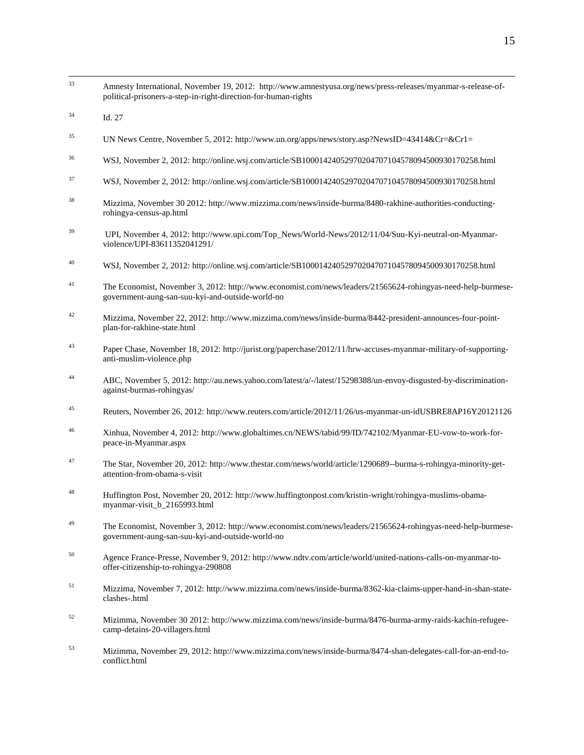[33] Amnesty International, November 19, 2012: http://www.amnestyusa.org/news/press-releases/myanmar-s-release-of-political-prisoners-a-step-in-right-direction-for-human-rights

[34] Id. 27

[35] UN News Centre, November 5, 2012: http://www.un.org/apps/news/story.asp?NewsID=43414&Cr=&Cr1=

[36] WSJ, November 2, 2012: http://online.wsj.com/article/SB10001424052970204707104578094500930170258.html

[37] WSJ, November 2, 2012: http://online.wsj.com/article/SB10001424052970204707104578094500930170258.html

[38] Mizzima, November 30 2012: http://www.mizzima.com/news/inside-burma/8480-rakhine-authorities-conducting-rohingya-census-ap.html

[39] UPI, November 4, 2012: http://www.upi.com/Top_News/World-News/2012/11/04/Suu-Kyi-neutral-on-Myanmar-violence/UPI-83611352041291/

[40] WSJ, November 2, 2012: http://online.wsj.com/article/SB10001424052970204707104578094500930170258.html

[41] The Economist, November 3, 2012: http://www.economist.com/news/leaders/21565624-rohingyas-need-help-burmese-government-aung-san-suu-kyi-and-outside-world-no

[42] Mizzima, November 22, 2012: http://www.mizzima.com/news/inside-burma/8442-president-announces-four-point-plan-for-rakhine-state.html

[43] Paper Chase, November 18, 2012: http://jurist.org/paperchase/2012/11/hrw-accuses-myanmar-military-of-supporting-anti-muslim-violence.php

[44] ABC, November 5, 2012: http://au.news.yahoo.com/latest/a/-/latest/15298388/un-envoy-disgusted-by-discrimination-against-burmas-rohingyas/

[45] Reuters, November 26, 2012: http://www.reuters.com/article/2012/11/26/us-myanmar-un-idUSBRE8AP16Y20121126

[46] Xinhua, November 4, 2012: http://www.globaltimes.cn/NEWS/tabid/99/ID/742102/Myanmar-EU-vow-to-work-for-peace-in-Myanmar.aspx

[47] The Star, November 20, 2012: http://www.thestar.com/news/world/article/1290689--burma-s-rohingya-minority-get-attention-from-obama-s-visit

[48] Huffington Post, November 20, 2012: http://www.huffingtonpost.com/kristin-wright/rohingya-muslims-obama-myanmar-visit_b_2165993.html

[49] The Economist, November 3, 2012: http://www.economist.com/news/leaders/21565624-rohingyas-need-help-burmese-government-aung-san-suu-kyi-and-outside-world-no

[50] Agence France-Presse, November 9, 2012: http://www.ndtv.com/article/world/united-nations-calls-on-myanmar-to-offer-citizenship-to-rohingya-290808

[51] Mizzima, November 7, 2012: http://www.mizzima.com/news/inside-burma/8362-kia-claims-upper-hand-in-shan-state-clashes-.html

[52] Mizimma, November 30 2012: http://www.mizzima.com/news/inside-burma/8476-burma-army-raids-kachin-refugee-camp-detains-20-villagers.html

[53] Mizimma, November 29, 2012: http://www.mizzima.com/news/inside-burma/8474-shan-delegates-call-for-an-end-to-conflict.html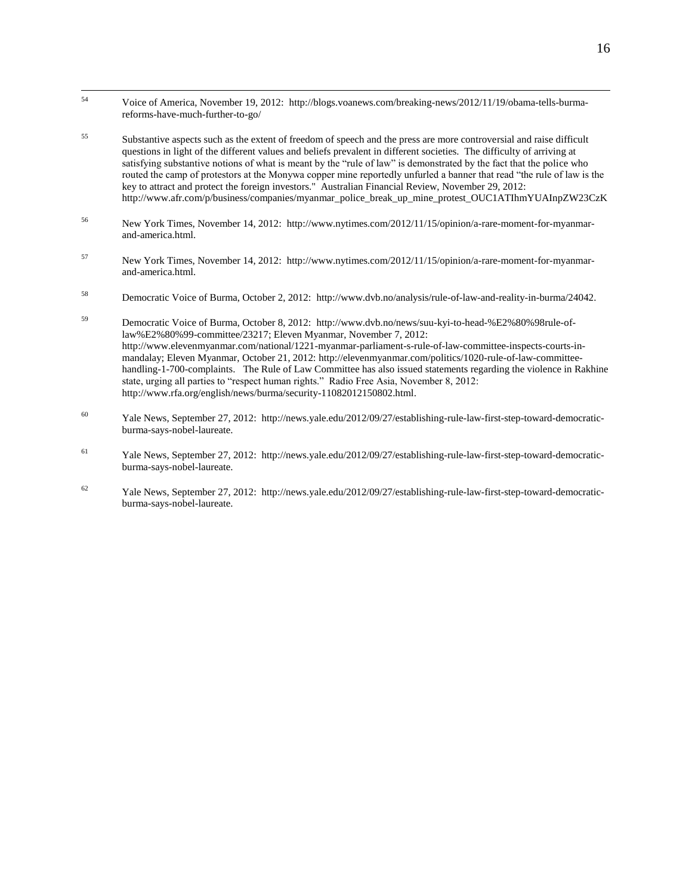[54] Voice of America, November 19, 2012: http://blogs.voanews.com/breaking-news/2012/11/19/obama-tells-burma-reforms-have-much-further-to-go/

[55] Substantive aspects such as the extent of freedom of speech and the press are more controversial and raise difficult questions in light of the different values and beliefs prevalent in different societies. The difficulty of arriving at satisfying substantive notions of what is meant by the "rule of law" is demonstrated by the fact that the police who routed the camp of protestors at the Monywa copper mine reportedly unfurled a banner that read "the rule of law is the key to attract and protect the foreign investors." Australian Financial Review, November 29, 2012: http://www.afr.com/p/business/companies/myanmar_police_break_up_mine_protest_OUC1ATIhmYUAInpZW23CzK

[56] New York Times, November 14, 2012: http://www.nytimes.com/2012/11/15/opinion/a-rare-moment-for-myanmar-and-america.html.

[57] New York Times, November 14, 2012: http://www.nytimes.com/2012/11/15/opinion/a-rare-moment-for-myanmar-and-america.html.

[58] Democratic Voice of Burma, October 2, 2012: http://www.dvb.no/analysis/rule-of-law-and-reality-in-burma/24042.

[59] Democratic Voice of Burma, October 8, 2012: http://www.dvb.no/news/suu-kyi-to-head-%E2%80%98rule-of-law%E2%80%99-committee/23217; Eleven Myanmar, November 7, 2012: http://www.elevenmyanmar.com/national/1221-myanmar-parliament-s-rule-of-law-committee-inspects-courts-in-mandalay; Eleven Myanmar, October 21, 2012: http://elevenmyanmar.com/politics/1020-rule-of-law-committee-handling-1-700-complaints. The Rule of Law Committee has also issued statements regarding the violence in Rakhine state, urging all parties to "respect human rights." Radio Free Asia, November 8, 2012: http://www.rfa.org/english/news/burma/security-11082012150802.html.

[60] Yale News, September 27, 2012: http://news.yale.edu/2012/09/27/establishing-rule-law-first-step-toward-democratic-burma-says-nobel-laureate.

[61] Yale News, September 27, 2012: http://news.yale.edu/2012/09/27/establishing-rule-law-first-step-toward-democratic-burma-says-nobel-laureate.

[62] Yale News, September 27, 2012: http://news.yale.edu/2012/09/27/establishing-rule-law-first-step-toward-democratic-burma-says-nobel-laureate.